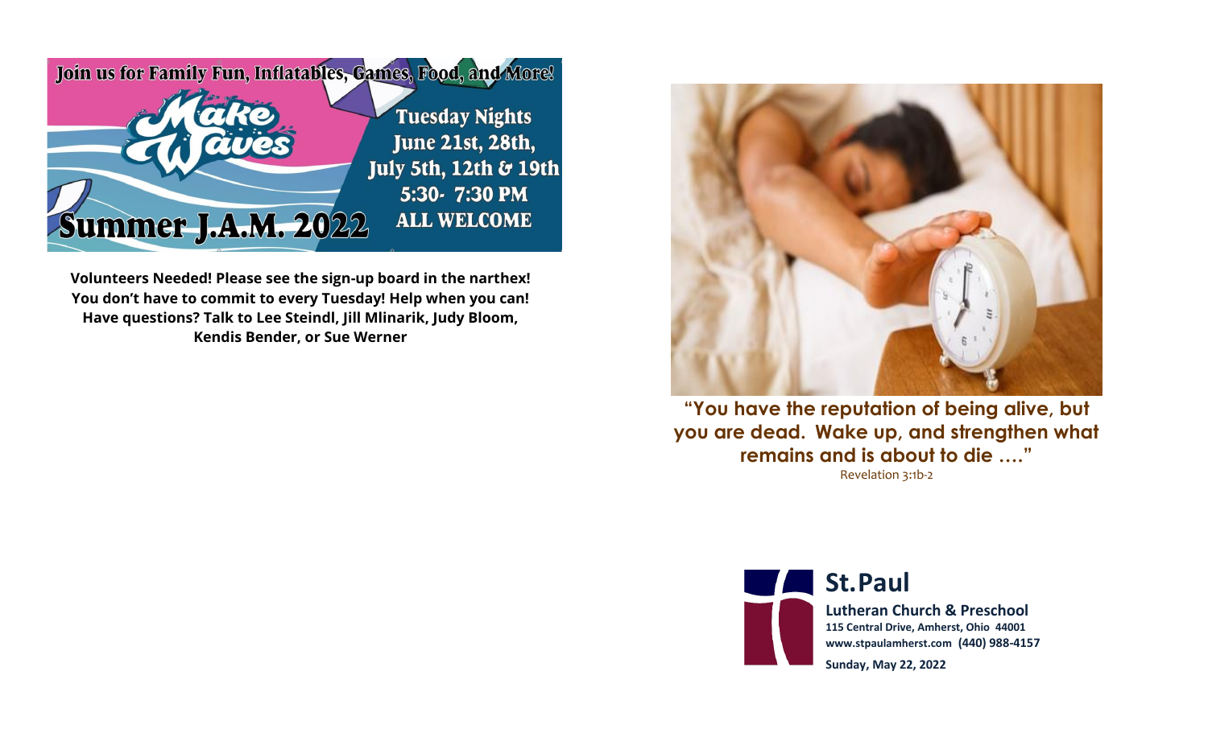Join us for Family Fun, Inflatables, Games, Food, and More!

**Make Waves**

**Summer J.A.M. 2022**

**Tuesday Nights**
**June 21st, 28th,**
**July 5th, 12th & 19th**
**5:30- 7:30 PM**
**ALL WELCOME**

**Volunteers Needed! Please see the sign-up board in the narthex! You don't have to commit to every Tuesday! Help when you can! Have questions? Talk to Lee Steindl, Jill Mlinarik, Judy Bloom, Kendis Bender, or Sue Werner**

**"You have the reputation of being alive, but you are dead. Wake up, and strengthen what remains and is about to die …."**
Revelation 3:1b-2

# St.Paul

**Lutheran Church & Preschool**
**115 Central Drive, Amherst, Ohio 44001**
**www.stpaulamherst.com (440) 988-4157**

**Sunday, May 22, 2022**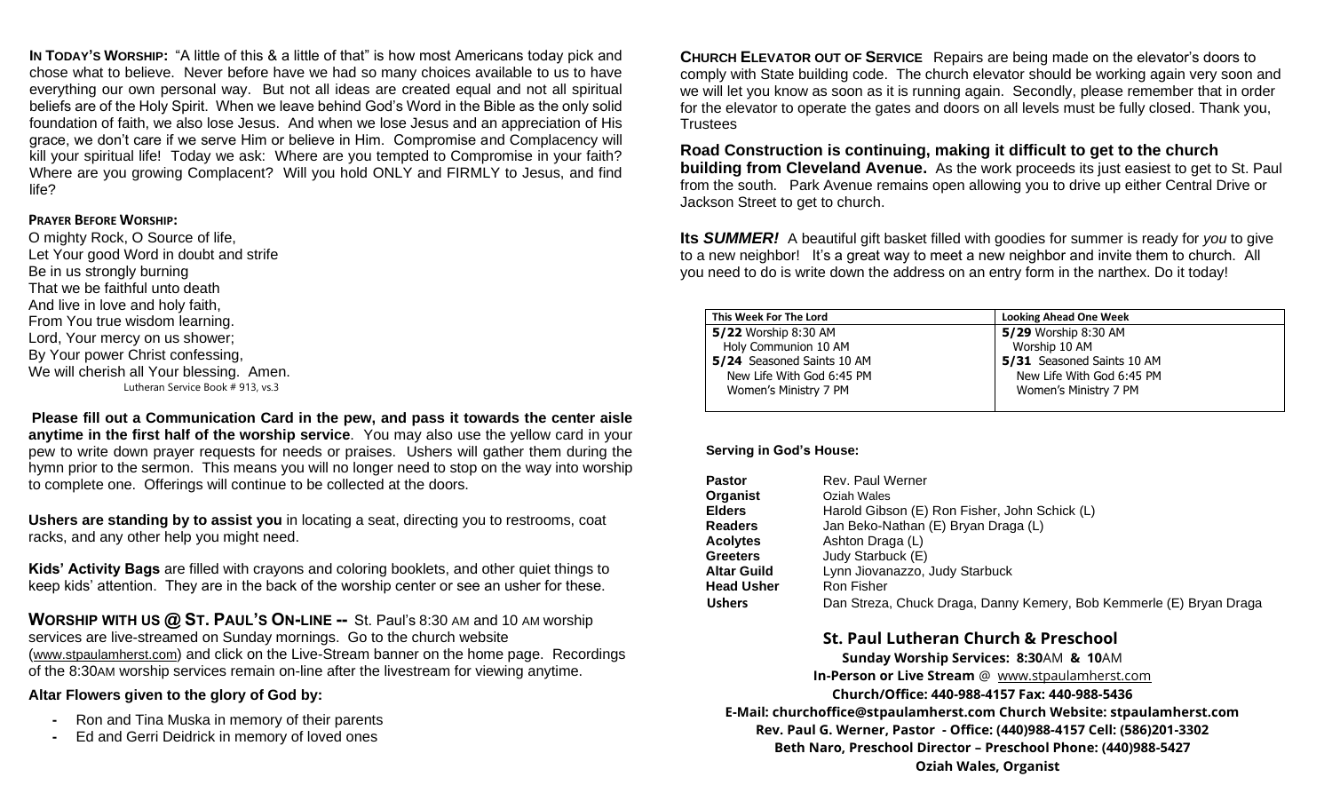**IN TODAY'S WORSHIP:** "A little of this & a little of that" is how most Americans today pick and chose what to believe. Never before have we had so many choices available to us to have everything our own personal way. But not all ideas are created equal and not all spiritual beliefs are of the Holy Spirit. When we leave behind God's Word in the Bible as the only solid foundation of faith, we also lose Jesus. And when we lose Jesus and an appreciation of His grace, we don't care if we serve Him or believe in Him. Compromise and Complacency will kill your spiritual life! Today we ask: Where are you tempted to Compromise in your faith? Where are you growing Complacent? Will you hold ONLY and FIRMLY to Jesus, and find life?

**PRAYER BEFORE WORSHIP:**

O mighty Rock, O Source of life,
Let Your good Word in doubt and strife
Be in us strongly burning
That we be faithful unto death
And live in love and holy faith,
From You true wisdom learning.
Lord, Your mercy on us shower;
By Your power Christ confessing,
We will cherish all Your blessing. Amen.
Lutheran Service Book # 913, vs.3

**Please fill out a Communication Card in the pew, and pass it towards the center aisle anytime in the first half of the worship service**. You may also use the yellow card in your pew to write down prayer requests for needs or praises. Ushers will gather them during the hymn prior to the sermon. This means you will no longer need to stop on the way into worship to complete one. Offerings will continue to be collected at the doors.

**Ushers are standing by to assist you** in locating a seat, directing you to restrooms, coat racks, and any other help you might need.

**Kids' Activity Bags** are filled with crayons and coloring booklets, and other quiet things to keep kids' attention. They are in the back of the worship center or see an usher for these.

**WORSHIP WITH US @ ST. PAUL'S ON-LINE --** St. Paul's 8:30 AM and 10 AM worship services are live-streamed on Sunday mornings. Go to the church website (www.stpaulamherst.com) and click on the Live-Stream banner on the home page. Recordings of the 8:30AM worship services remain on-line after the livestream for viewing anytime.

**Altar Flowers given to the glory of God by:**

- Ron and Tina Muska in memory of their parents
- Ed and Gerri Deidrick in memory of loved ones

**CHURCH ELEVATOR OUT OF SERVICE** Repairs are being made on the elevator's doors to comply with State building code. The church elevator should be working again very soon and we will let you know as soon as it is running again. Secondly, please remember that in order for the elevator to operate the gates and doors on all levels must be fully closed. Thank you, Trustees

**Road Construction is continuing, making it difficult to get to the church building from Cleveland Avenue.** As the work proceeds its just easiest to get to St. Paul from the south. Park Avenue remains open allowing you to drive up either Central Drive or Jackson Street to get to church.

**Its *SUMMER!*** A beautiful gift basket filled with goodies for summer is ready for *you* to give to a new neighbor! It's a great way to meet a new neighbor and invite them to church. All you need to do is write down the address on an entry form in the narthex. Do it today!

| This Week For The Lord | Looking Ahead One Week |
|---|---|
| **5/22** Worship 8:30 AM<br>Holy Communion 10 AM<br>**5/24** Seasoned Saints 10 AM<br>New Life With God 6:45 PM<br>Women's Ministry 7 PM | **5/29** Worship 8:30 AM<br>Worship 10 AM<br>**5/31** Seasoned Saints 10 AM<br>New Life With God 6:45 PM<br>Women's Ministry 7 PM |

**Serving in God's House:**

| | |
|---|---|
| **Pastor** | Rev. Paul Werner |
| **Organist** | Oziah Wales |
| **Elders** | Harold Gibson (E) Ron Fisher, John Schick (L) |
| **Readers** | Jan Beko-Nathan (E) Bryan Draga (L) |
| **Acolytes** | Ashton Draga (L) |
| **Greeters** | Judy Starbuck (E) |
| **Altar Guild** | Lynn Jiovanazzo, Judy Starbuck |
| **Head Usher** | Ron Fisher |
| **Ushers** | Dan Streza, Chuck Draga, Danny Kemery, Bob Kemmerle (E) Bryan Draga |

## St. Paul Lutheran Church & Preschool

**Sunday Worship Services: 8:30AM & 10AM**
**In-Person or Live Stream** @ www.stpaulamherst.com
**Church/Office: 440-988-4157 Fax: 440-988-5436**
**E-Mail: churchoffice@stpaulamherst.com Church Website: stpaulamherst.com**
**Rev. Paul G. Werner, Pastor - Office: (440)988-4157 Cell: (586)201-3302**
**Beth Naro, Preschool Director – Preschool Phone: (440)988-5427**
**Oziah Wales, Organist**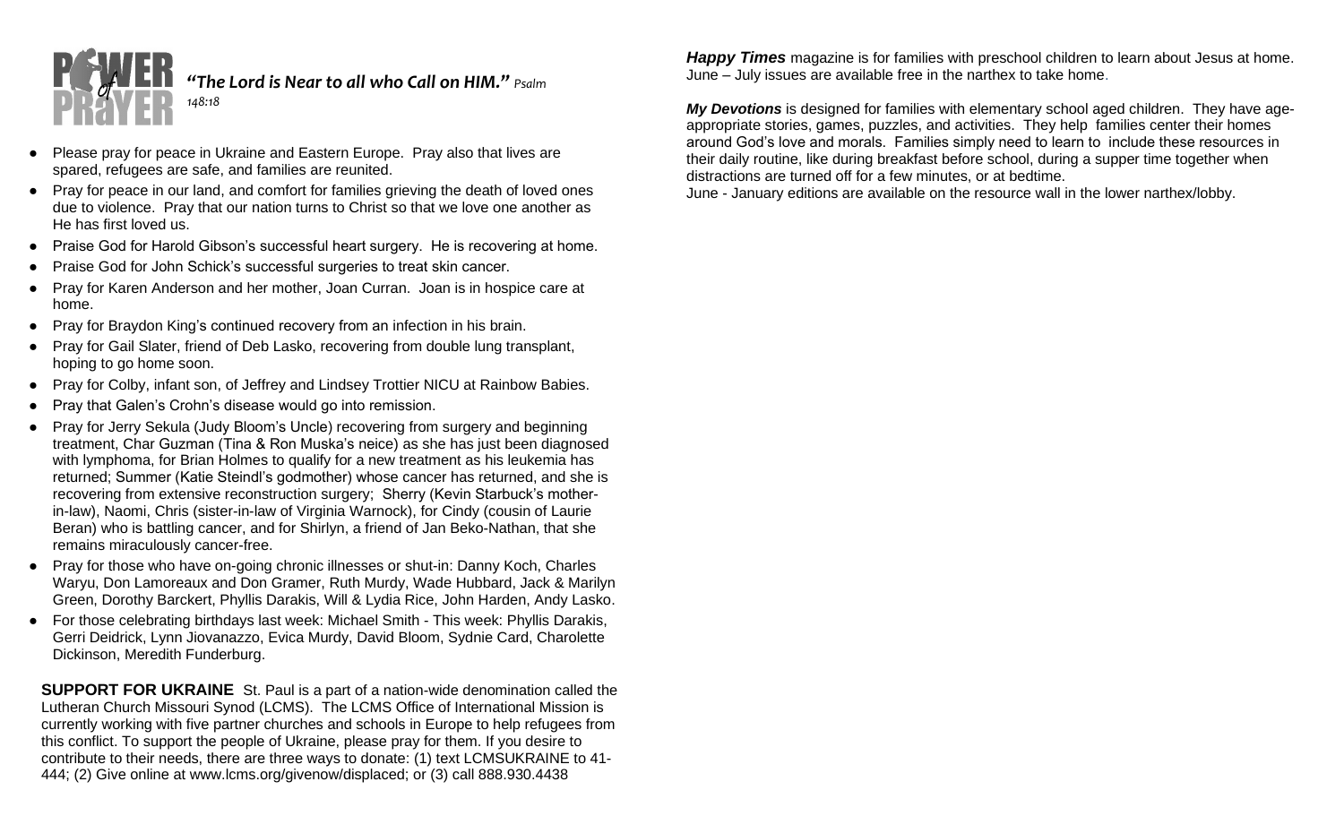# POWER of PRAYER

***"The Lord is Near to all who Call on HIM."*** *Psalm 148:18*

- Please pray for peace in Ukraine and Eastern Europe. Pray also that lives are spared, refugees are safe, and families are reunited.
- Pray for peace in our land, and comfort for families grieving the death of loved ones due to violence. Pray that our nation turns to Christ so that we love one another as He has first loved us.
- Praise God for Harold Gibson's successful heart surgery. He is recovering at home.
- Praise God for John Schick's successful surgeries to treat skin cancer.
- Pray for Karen Anderson and her mother, Joan Curran. Joan is in hospice care at home.
- Pray for Braydon King's continued recovery from an infection in his brain.
- Pray for Gail Slater, friend of Deb Lasko, recovering from double lung transplant, hoping to go home soon.
- Pray for Colby, infant son, of Jeffrey and Lindsey Trottier NICU at Rainbow Babies.
- Pray that Galen's Crohn's disease would go into remission.
- Pray for Jerry Sekula (Judy Bloom's Uncle) recovering from surgery and beginning treatment, Char Guzman (Tina & Ron Muska's neice) as she has just been diagnosed with lymphoma, for Brian Holmes to qualify for a new treatment as his leukemia has returned; Summer (Katie Steindl's godmother) whose cancer has returned, and she is recovering from extensive reconstruction surgery; Sherry (Kevin Starbuck's mother-in-law), Naomi, Chris (sister-in-law of Virginia Warnock), for Cindy (cousin of Laurie Beran) who is battling cancer, and for Shirlyn, a friend of Jan Beko-Nathan, that she remains miraculously cancer-free.
- Pray for those who have on-going chronic illnesses or shut-in: Danny Koch, Charles Waryu, Don Lamoreaux and Don Gramer, Ruth Murdy, Wade Hubbard, Jack & Marilyn Green, Dorothy Barckert, Phyllis Darakis, Will & Lydia Rice, John Harden, Andy Lasko.
- For those celebrating birthdays last week: Michael Smith - This week: Phyllis Darakis, Gerri Deidrick, Lynn Jiovanazzo, Evica Murdy, David Bloom, Sydnie Card, Charolette Dickinson, Meredith Funderburg.

**SUPPORT FOR UKRAINE** St. Paul is a part of a nation-wide denomination called the Lutheran Church Missouri Synod (LCMS). The LCMS Office of International Mission is currently working with five partner churches and schools in Europe to help refugees from this conflict. To support the people of Ukraine, please pray for them. If you desire to contribute to their needs, there are three ways to donate: (1) text LCMSUKRAINE to 41-444; (2) Give online at www.lcms.org/givenow/displaced; or (3) call 888.930.4438

***Happy Times*** magazine is for families with preschool children to learn about Jesus at home. June – July issues are available free in the narthex to take home.

***My Devotions*** is designed for families with elementary school aged children. They have age-appropriate stories, games, puzzles, and activities. They help families center their homes around God's love and morals. Families simply need to learn to include these resources in their daily routine, like during breakfast before school, during a supper time together when distractions are turned off for a few minutes, or at bedtime.
June - January editions are available on the resource wall in the lower narthex/lobby.